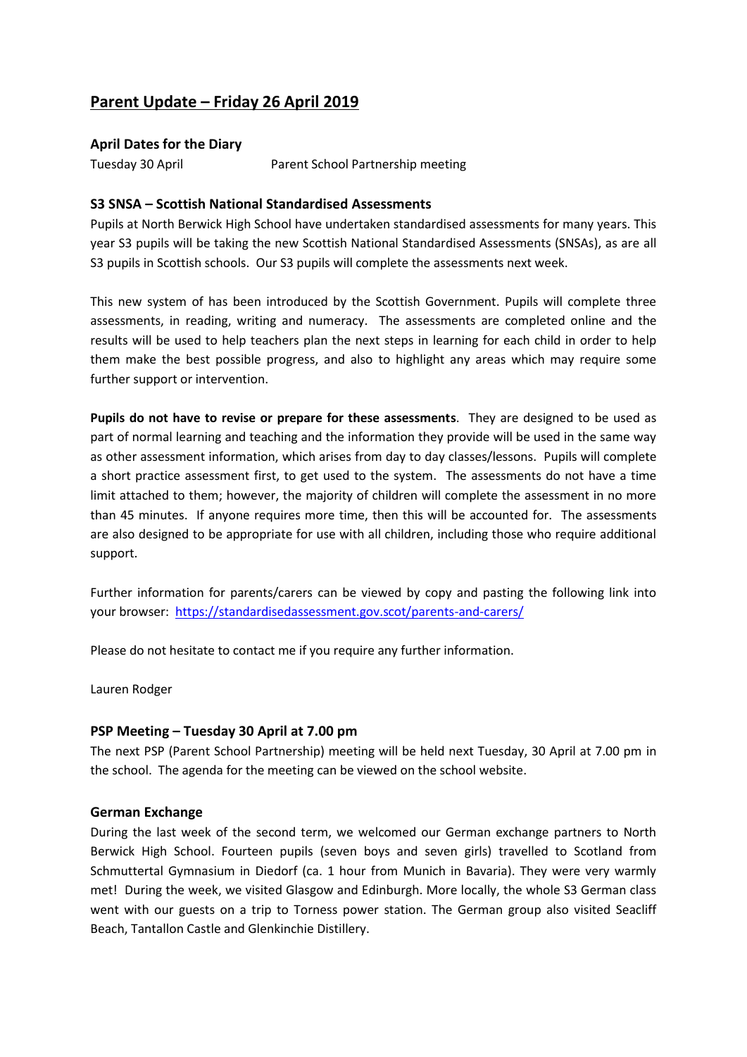# Parent Update – Friday 26 April 2019

### April Dates for the Diary

| | |
|---|---|
| Tuesday 30 April | Parent School Partnership meeting |

### S3 SNSA – Scottish National Standardised Assessments

Pupils at North Berwick High School have undertaken standardised assessments for many years. This year S3 pupils will be taking the new Scottish National Standardised Assessments (SNSAs), as are all S3 pupils in Scottish schools. Our S3 pupils will complete the assessments next week.

This new system of has been introduced by the Scottish Government. Pupils will complete three assessments, in reading, writing and numeracy. The assessments are completed online and the results will be used to help teachers plan the next steps in learning for each child in order to help them make the best possible progress, and also to highlight any areas which may require some further support or intervention.

**Pupils do not have to revise or prepare for these assessments**. They are designed to be used as part of normal learning and teaching and the information they provide will be used in the same way as other assessment information, which arises from day to day classes/lessons. Pupils will complete a short practice assessment first, to get used to the system. The assessments do not have a time limit attached to them; however, the majority of children will complete the assessment in no more than 45 minutes. If anyone requires more time, then this will be accounted for. The assessments are also designed to be appropriate for use with all children, including those who require additional support.

Further information for parents/carers can be viewed by copy and pasting the following link into your browser: https://standardisedassessment.gov.scot/parents-and-carers/

Please do not hesitate to contact me if you require any further information.

Lauren Rodger

### PSP Meeting – Tuesday 30 April at 7.00 pm

The next PSP (Parent School Partnership) meeting will be held next Tuesday, 30 April at 7.00 pm in the school. The agenda for the meeting can be viewed on the school website.

### German Exchange

During the last week of the second term, we welcomed our German exchange partners to North Berwick High School. Fourteen pupils (seven boys and seven girls) travelled to Scotland from Schmuttertal Gymnasium in Diedorf (ca. 1 hour from Munich in Bavaria). They were very warmly met! During the week, we visited Glasgow and Edinburgh. More locally, the whole S3 German class went with our guests on a trip to Torness power station. The German group also visited Seacliff Beach, Tantallon Castle and Glenkinchie Distillery.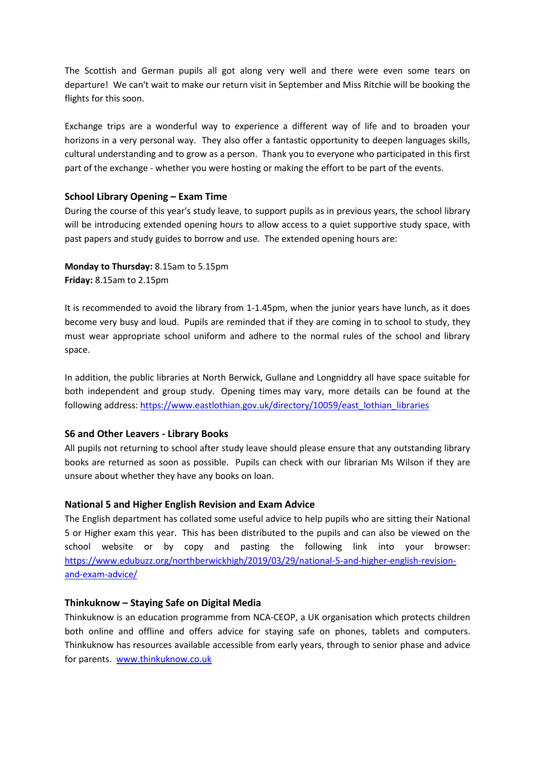The Scottish and German pupils all got along very well and there were even some tears on departure! We can't wait to make our return visit in September and Miss Ritchie will be booking the flights for this soon.

Exchange trips are a wonderful way to experience a different way of life and to broaden your horizons in a very personal way. They also offer a fantastic opportunity to deepen languages skills, cultural understanding and to grow as a person. Thank you to everyone who participated in this first part of the exchange - whether you were hosting or making the effort to be part of the events.

### School Library Opening – Exam Time

During the course of this year's study leave, to support pupils as in previous years, the school library will be introducing extended opening hours to allow access to a quiet supportive study space, with past papers and study guides to borrow and use. The extended opening hours are:

**Monday to Thursday:** 8.15am to 5.15pm
**Friday:** 8.15am to 2.15pm

It is recommended to avoid the library from 1-1.45pm, when the junior years have lunch, as it does become very busy and loud. Pupils are reminded that if they are coming in to school to study, they must wear appropriate school uniform and adhere to the normal rules of the school and library space.

In addition, the public libraries at North Berwick, Gullane and Longniddry all have space suitable for both independent and group study. Opening times may vary, more details can be found at the following address: https://www.eastlothian.gov.uk/directory/10059/east_lothian_libraries

### S6 and Other Leavers - Library Books

All pupils not returning to school after study leave should please ensure that any outstanding library books are returned as soon as possible. Pupils can check with our librarian Ms Wilson if they are unsure about whether they have any books on loan.

### National 5 and Higher English Revision and Exam Advice

The English department has collated some useful advice to help pupils who are sitting their National 5 or Higher exam this year. This has been distributed to the pupils and can also be viewed on the school website or by copy and pasting the following link into your browser: https://www.edubuzz.org/northberwickhigh/2019/03/29/national-5-and-higher-english-revision-and-exam-advice/

### Thinkuknow – Staying Safe on Digital Media

Thinkuknow is an education programme from NCA-CEOP, a UK organisation which protects children both online and offline and offers advice for staying safe on phones, tablets and computers. Thinkuknow has resources available accessible from early years, through to senior phase and advice for parents. www.thinkuknow.co.uk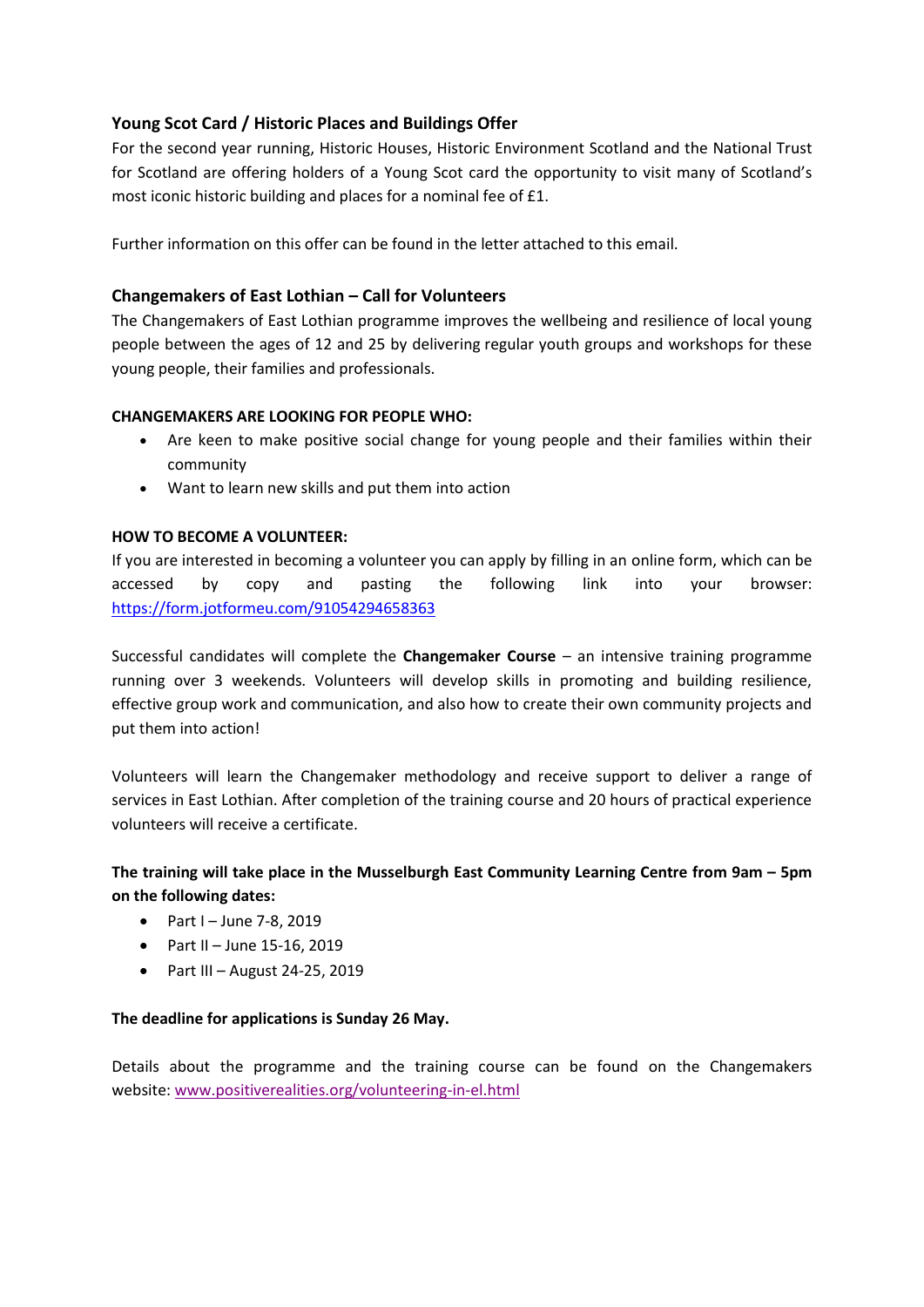### Young Scot Card / Historic Places and Buildings Offer

For the second year running, Historic Houses, Historic Environment Scotland and the National Trust for Scotland are offering holders of a Young Scot card the opportunity to visit many of Scotland's most iconic historic building and places for a nominal fee of £1.

Further information on this offer can be found in the letter attached to this email.

### Changemakers of East Lothian – Call for Volunteers

The Changemakers of East Lothian programme improves the wellbeing and resilience of local young people between the ages of 12 and 25 by delivering regular youth groups and workshops for these young people, their families and professionals.

**CHANGEMAKERS ARE LOOKING FOR PEOPLE WHO:**

- Are keen to make positive social change for young people and their families within their community
- Want to learn new skills and put them into action

**HOW TO BECOME A VOLUNTEER:**

If you are interested in becoming a volunteer you can apply by filling in an online form, which can be accessed by copy and pasting the following link into your browser: https://form.jotformeu.com/91054294658363

Successful candidates will complete the **Changemaker Course** – an intensive training programme running over 3 weekends. Volunteers will develop skills in promoting and building resilience, effective group work and communication, and also how to create their own community projects and put them into action!

Volunteers will learn the Changemaker methodology and receive support to deliver a range of services in East Lothian. After completion of the training course and 20 hours of practical experience volunteers will receive a certificate.

**The training will take place in the Musselburgh East Community Learning Centre from 9am – 5pm on the following dates:**

- Part I – June 7-8, 2019
- Part II – June 15-16, 2019
- Part III – August 24-25, 2019

**The deadline for applications is Sunday 26 May.**

Details about the programme and the training course can be found on the Changemakers website: www.positiverealities.org/volunteering-in-el.html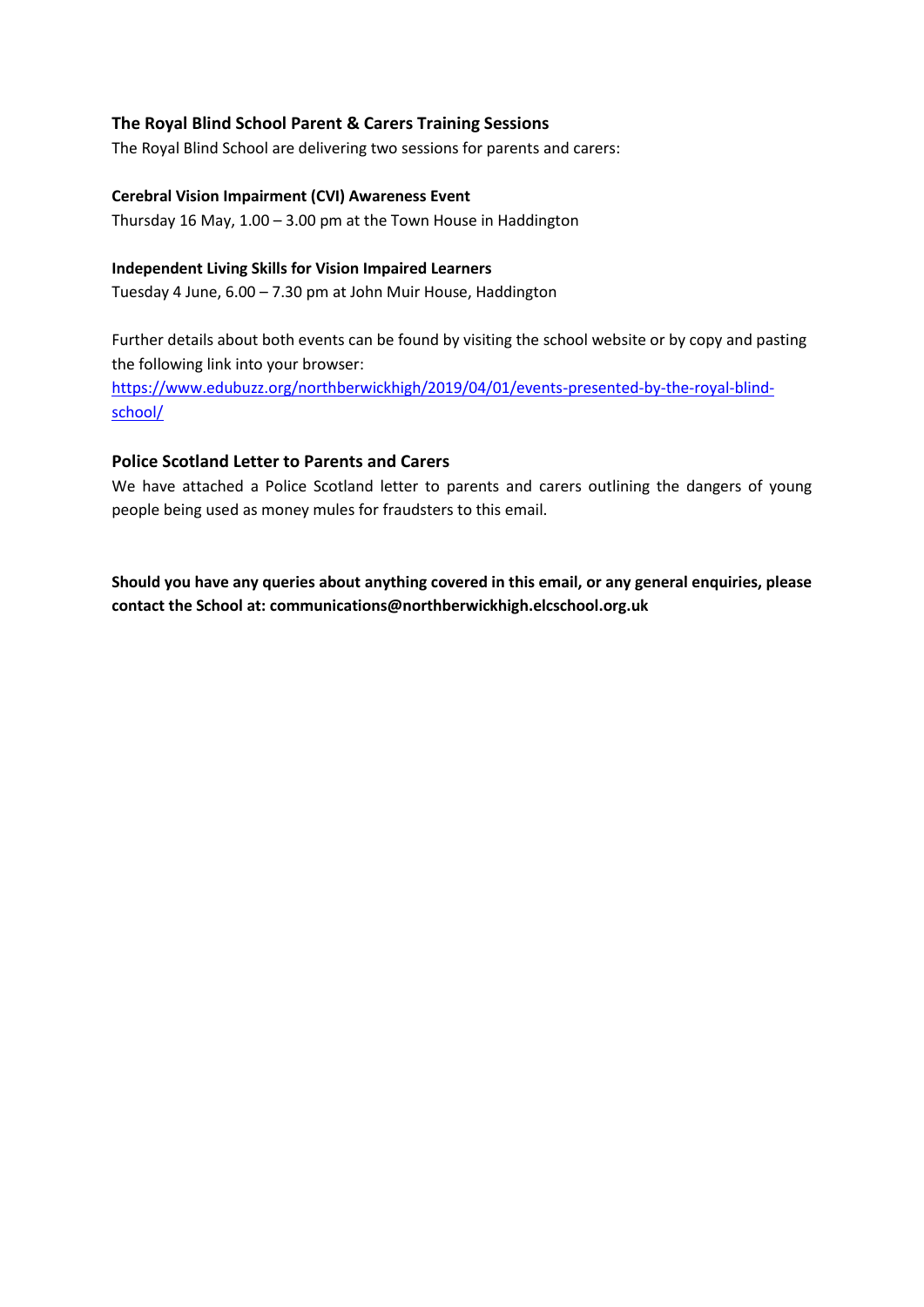## The Royal Blind School Parent & Carers Training Sessions

The Royal Blind School are delivering two sessions for parents and carers:

**Cerebral Vision Impairment (CVI) Awareness Event**

Thursday 16 May, 1.00 – 3.00 pm at the Town House in Haddington

**Independent Living Skills for Vision Impaired Learners**

Tuesday 4 June, 6.00 – 7.30 pm at John Muir House, Haddington

Further details about both events can be found by visiting the school website or by copy and pasting the following link into your browser:
https://www.edubuzz.org/northberwickhigh/2019/04/01/events-presented-by-the-royal-blind-school/

## Police Scotland Letter to Parents and Carers

We have attached a Police Scotland letter to parents and carers outlining the dangers of young people being used as money mules for fraudsters to this email.

**Should you have any queries about anything covered in this email, or any general enquiries, please contact the School at: communications@northberwickhigh.elcschool.org.uk**